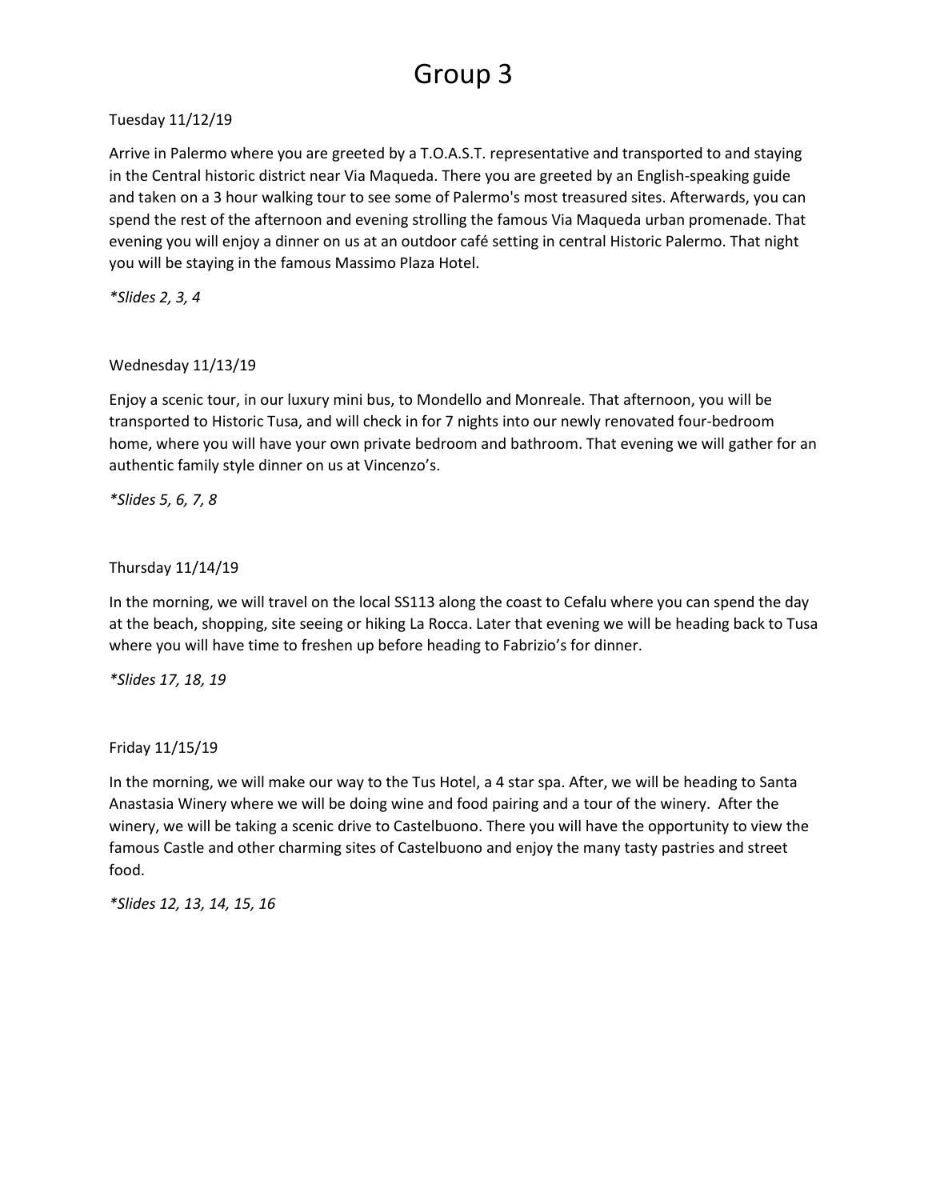# Group 3

Tuesday 11/12/19

Arrive in Palermo where you are greeted by a T.O.A.S.T. representative and transported to and staying in the Central historic district near Via Maqueda. There you are greeted by an English-speaking guide and taken on a 3 hour walking tour to see some of Palermo's most treasured sites. Afterwards, you can spend the rest of the afternoon and evening strolling the famous Via Maqueda urban promenade. That evening you will enjoy a dinner on us at an outdoor café setting in central Historic Palermo. That night you will be staying in the famous Massimo Plaza Hotel.

*\*Slides 2, 3, 4*

Wednesday 11/13/19

Enjoy a scenic tour, in our luxury mini bus, to Mondello and Monreale. That afternoon, you will be transported to Historic Tusa, and will check in for 7 nights into our newly renovated four-bedroom home, where you will have your own private bedroom and bathroom. That evening we will gather for an authentic family style dinner on us at Vincenzo's.

*\*Slides 5, 6, 7, 8*

Thursday 11/14/19

In the morning, we will travel on the local SS113 along the coast to Cefalu where you can spend the day at the beach, shopping, site seeing or hiking La Rocca. Later that evening we will be heading back to Tusa where you will have time to freshen up before heading to Fabrizio's for dinner.

*\*Slides 17, 18, 19*

Friday 11/15/19

In the morning, we will make our way to the Tus Hotel, a 4 star spa. After, we will be heading to Santa Anastasia Winery where we will be doing wine and food pairing and a tour of the winery. After the winery, we will be taking a scenic drive to Castelbuono. There you will have the opportunity to view the famous Castle and other charming sites of Castelbuono and enjoy the many tasty pastries and street food.

*\*Slides 12, 13, 14, 15, 16*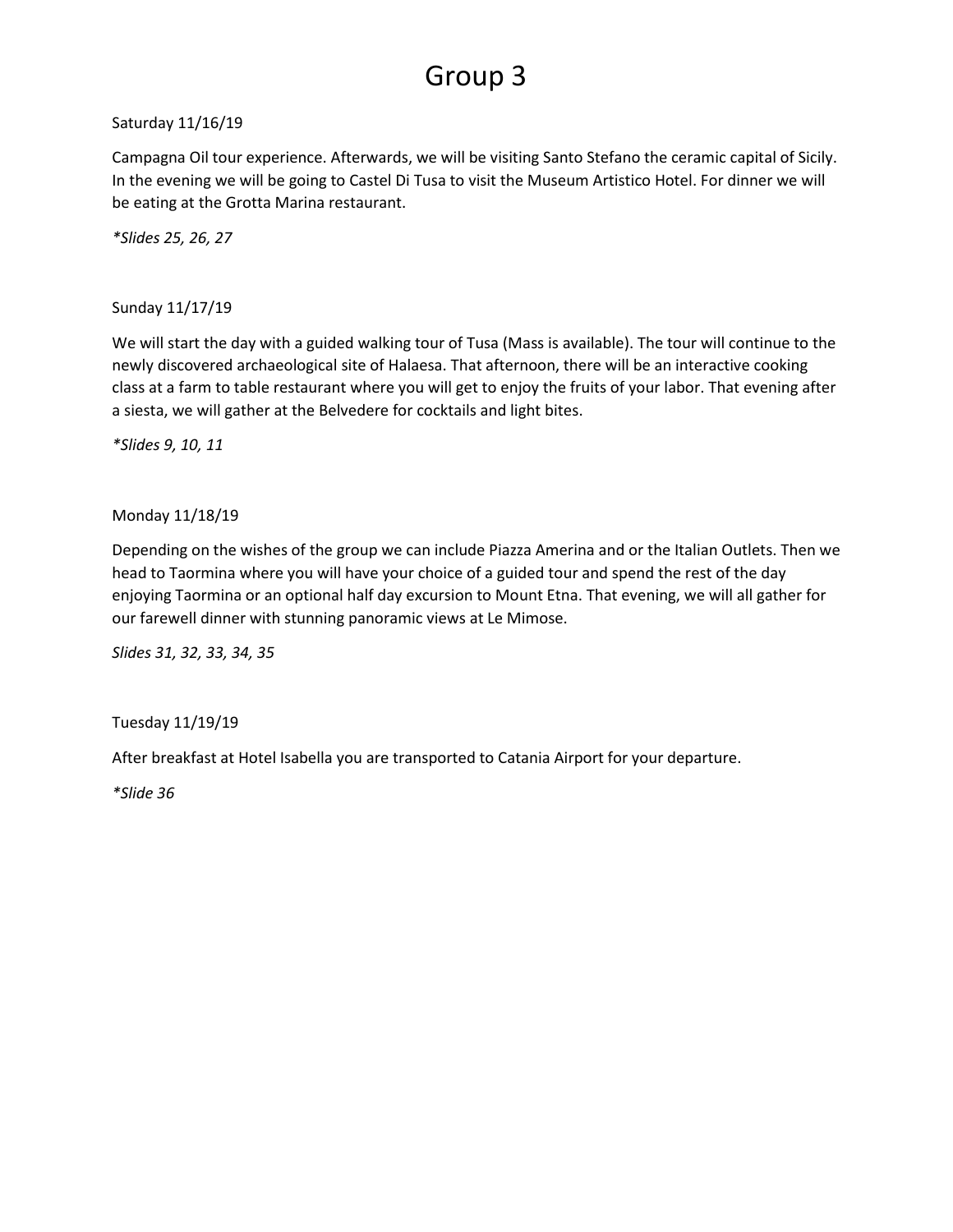# Group 3

Saturday 11/16/19

Campagna Oil tour experience. Afterwards, we will be visiting Santo Stefano the ceramic capital of Sicily. In the evening we will be going to Castel Di Tusa to visit the Museum Artistico Hotel. For dinner we will be eating at the Grotta Marina restaurant.

*\*Slides 25, 26, 27*

Sunday 11/17/19

We will start the day with a guided walking tour of Tusa (Mass is available). The tour will continue to the newly discovered archaeological site of Halaesa. That afternoon, there will be an interactive cooking class at a farm to table restaurant where you will get to enjoy the fruits of your labor. That evening after a siesta, we will gather at the Belvedere for cocktails and light bites.

*\*Slides 9, 10, 11*

Monday 11/18/19

Depending on the wishes of the group we can include Piazza Amerina and or the Italian Outlets. Then we head to Taormina where you will have your choice of a guided tour and spend the rest of the day enjoying Taormina or an optional half day excursion to Mount Etna. That evening, we will all gather for our farewell dinner with stunning panoramic views at Le Mimose.

*Slides 31, 32, 33, 34, 35*

Tuesday 11/19/19

After breakfast at Hotel Isabella you are transported to Catania Airport for your departure.

*\*Slide 36*